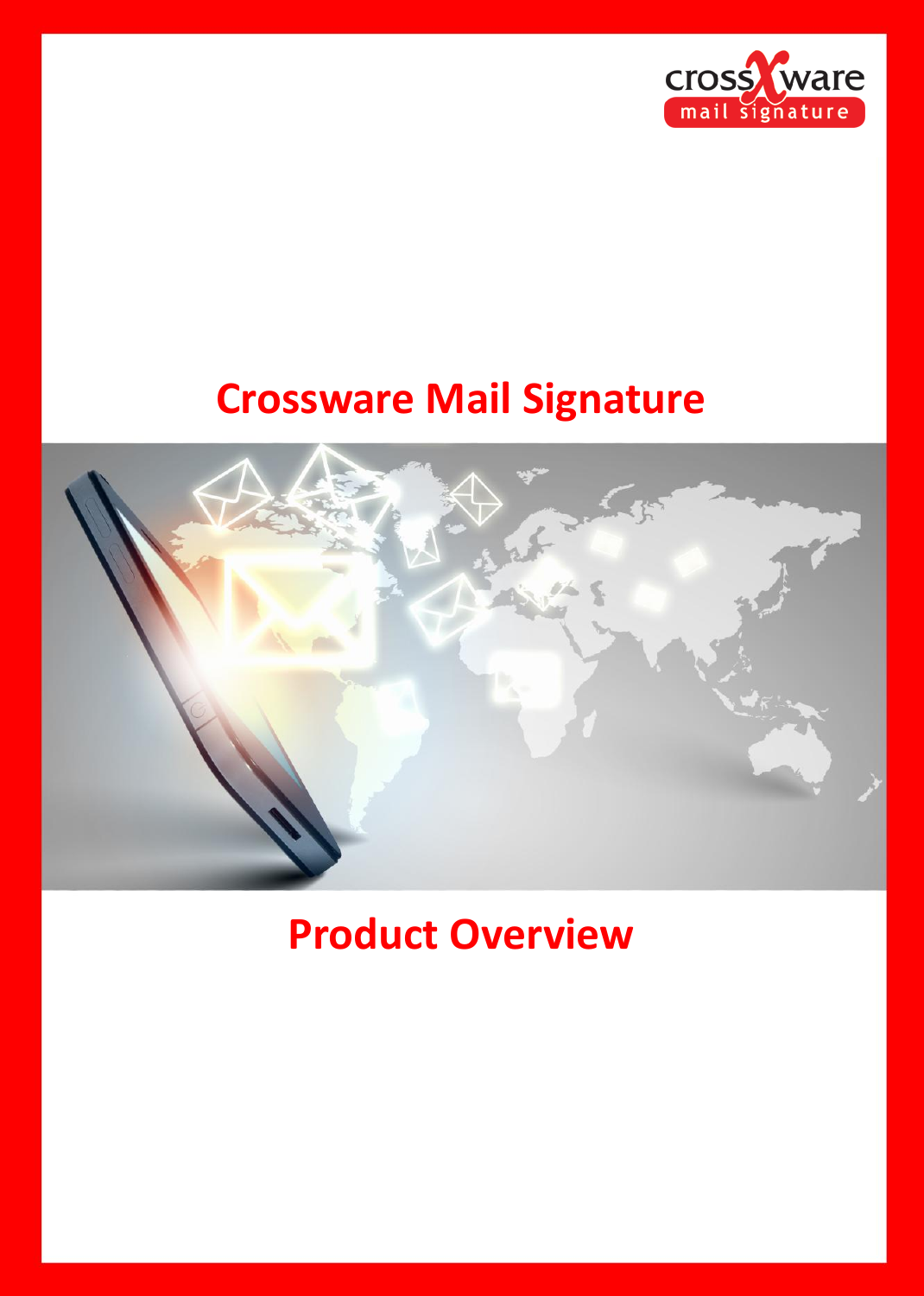crossware mail signature

# Crossware Mail Signature

# Product Overview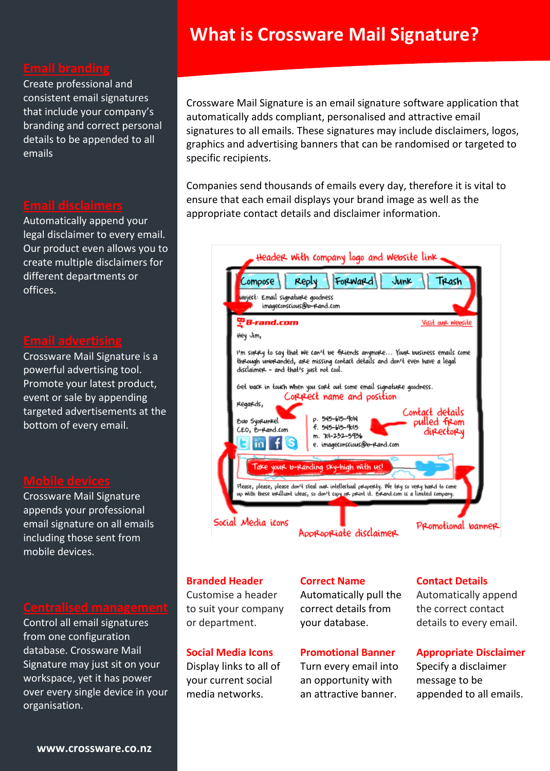# What is Crossware Mail Signature?

Crossware Mail Signature is an email signature software application that automatically adds compliant, personalised and attractive email signatures to all emails. These signatures may include disclaimers, logos, graphics and advertising banners that can be randomised or targeted to specific recipients.

Companies send thousands of emails every day, therefore it is vital to ensure that each email displays your brand image as well as the appropriate contact details and disclaimer information.

### Branded Header
Customise a header to suit your company or department.

### Correct Name
Automatically pull the correct details from your database.

### Contact Details
Automatically append the correct contact details to every email.

### Social Media Icons
Display links to all of your current social media networks.

### Promotional Banner
Turn every email into an opportunity with an attractive banner.

### Appropriate Disclaimer
Specify a disclaimer message to be appended to all emails.

## Email branding
Create professional and consistent email signatures that include your company's branding and correct personal details to be appended to all emails

## Email disclaimers
Automatically append your legal disclaimer to every email. Our product even allows you to create multiple disclaimers for different departments or offices.

## Email advertising
Crossware Mail Signature is a powerful advertising tool. Promote your latest product, event or sale by appending targeted advertisements at the bottom of every email.

## Mobile devices
Crossware Mail Signature appends your professional email signature on all emails including those sent from mobile devices.

## Centralised management
Control all email signatures from one configuration database. Crossware Mail Signature may just sit on your workspace, yet it has power over every single device in your organisation.

www.crossware.co.nz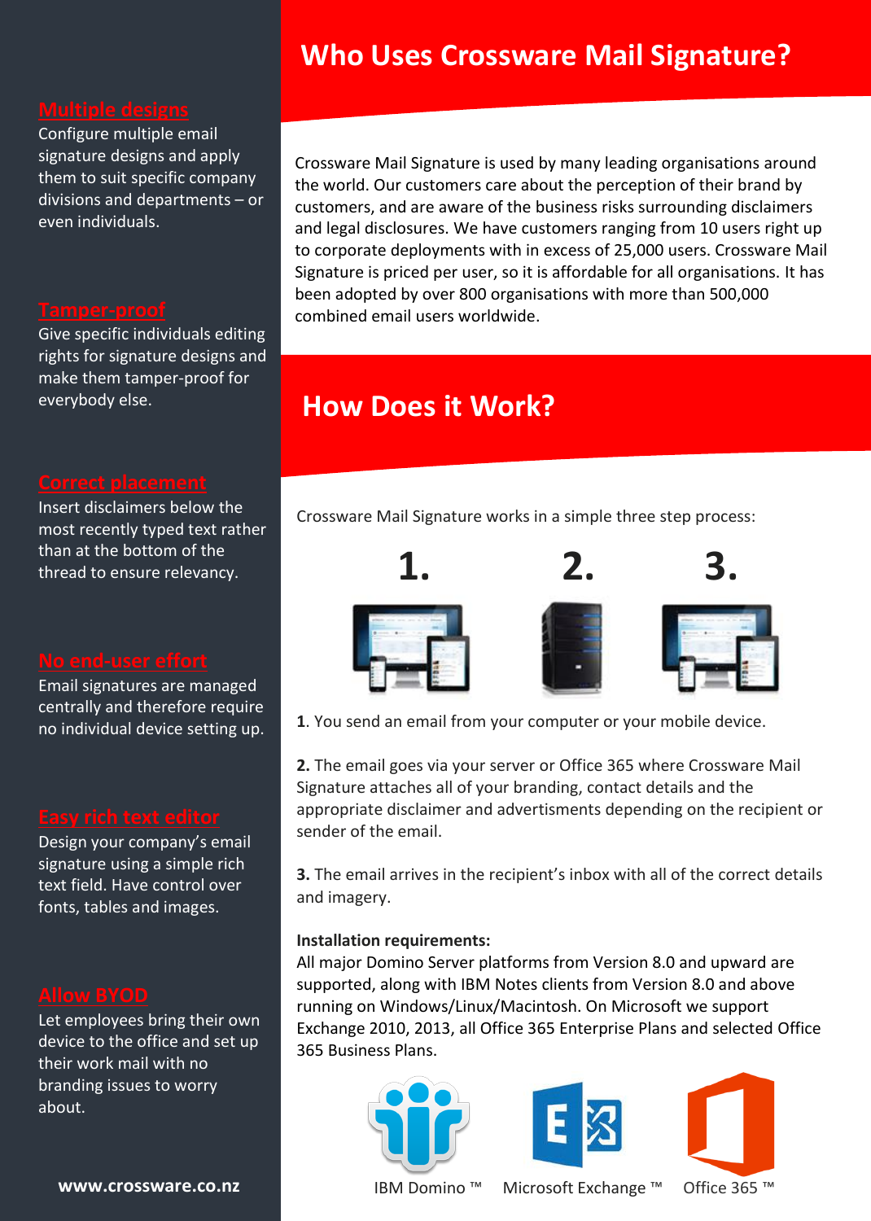### Multiple designs

Configure multiple email signature designs and apply them to suit specific company divisions and departments – or even individuals.

### Tamper-proof

Give specific individuals editing rights for signature designs and make them tamper-proof for everybody else.

### Correct placement

Insert disclaimers below the most recently typed text rather than at the bottom of the thread to ensure relevancy.

### No end-user effort

Email signatures are managed centrally and therefore require no individual device setting up.

### Easy rich text editor

Design your company's email signature using a simple rich text field. Have control over fonts, tables and images.

### Allow BYOD

Let employees bring their own device to the office and set up their work mail with no branding issues to worry about.

www.crossware.co.nz

## Who Uses Crossware Mail Signature?

Crossware Mail Signature is used by many leading organisations around the world. Our customers care about the perception of their brand by customers, and are aware of the business risks surrounding disclaimers and legal disclosures. We have customers ranging from 10 users right up to corporate deployments with in excess of 25,000 users. Crossware Mail Signature is priced per user, so it is affordable for all organisations. It has been adopted by over 800 organisations with more than 500,000 combined email users worldwide.

## How Does it Work?

Crossware Mail Signature works in a simple three step process:

1. 2. 3.

**1**. You send an email from your computer or your mobile device.

**2.** The email goes via your server or Office 365 where Crossware Mail Signature attaches all of your branding, contact details and the appropriate disclaimer and advertisments depending on the recipient or sender of the email.

**3.** The email arrives in the recipient's inbox with all of the correct details and imagery.

**Installation requirements:**
All major Domino Server platforms from Version 8.0 and upward are supported, along with IBM Notes clients from Version 8.0 and above running on Windows/Linux/Macintosh. On Microsoft we support Exchange 2010, 2013, all Office 365 Enterprise Plans and selected Office 365 Business Plans.

IBM Domino ™ Microsoft Exchange ™ Office 365 ™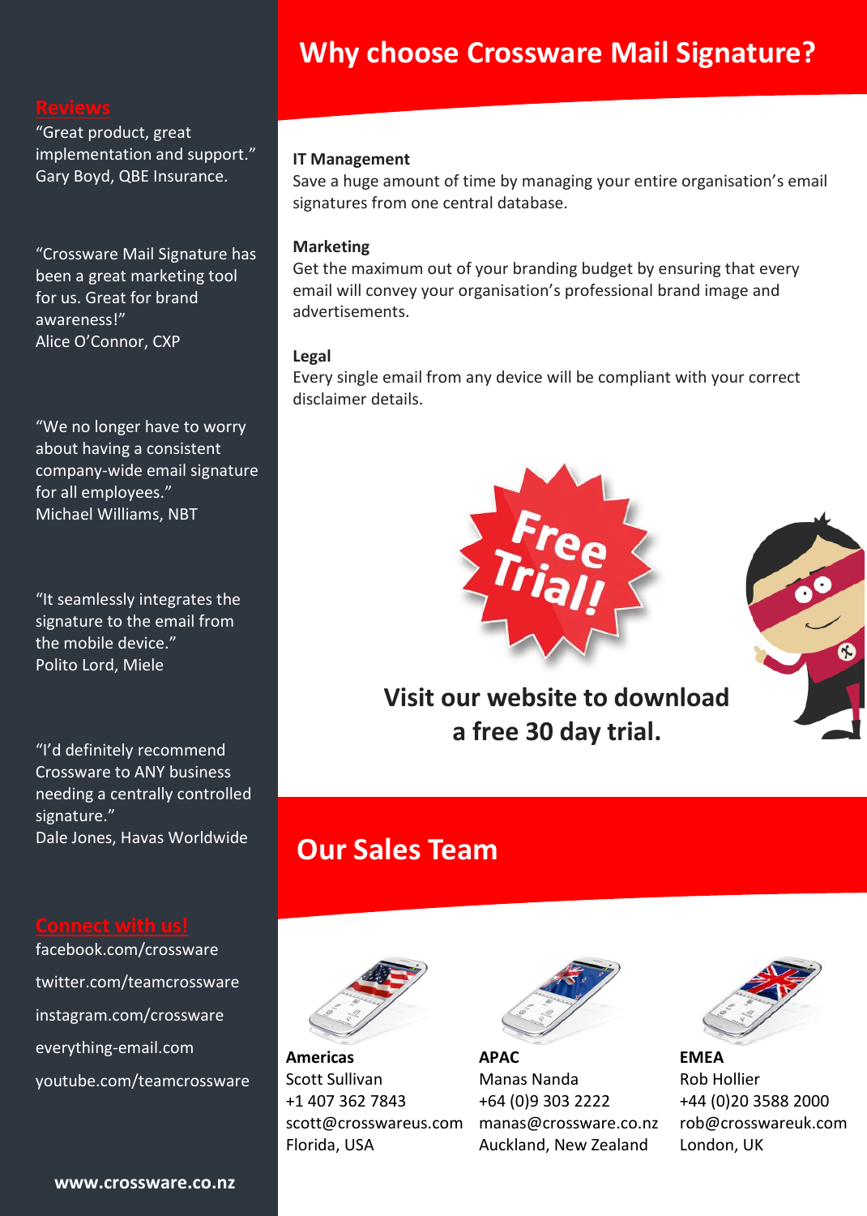## Reviews

"Great product, great implementation and support."
Gary Boyd, QBE Insurance.

"Crossware Mail Signature has been a great marketing tool for us. Great for brand awareness!"
Alice O'Connor, CXP

"We no longer have to worry about having a consistent company-wide email signature for all employees."
Michael Williams, NBT

"It seamlessly integrates the signature to the email from the mobile device."
Polito Lord, Miele

"I'd definitely recommend Crossware to ANY business needing a centrally controlled signature."
Dale Jones, Havas Worldwide

## Connect with us!

facebook.com/crossware

twitter.com/teamcrossware

instagram.com/crossware

everything-email.com

youtube.com/teamcrossware

**www.crossware.co.nz**

# Why choose Crossware Mail Signature?

**IT Management**
Save a huge amount of time by managing your entire organisation's email signatures from one central database.

**Marketing**
Get the maximum out of your branding budget by ensuring that every email will convey your organisation's professional brand image and advertisements.

**Legal**
Every single email from any device will be compliant with your correct disclaimer details.

Free Trial!

**Visit our website to download a free 30 day trial.**

# Our Sales Team

**Americas**
Scott Sullivan
+1 407 362 7843
scott@crosswareus.com
Florida, USA

**APAC**
Manas Nanda
+64 (0)9 303 2222
manas@crossware.co.nz
Auckland, New Zealand

**EMEA**
Rob Hollier
+44 (0)20 3588 2000
rob@crosswareuk.com
London, UK